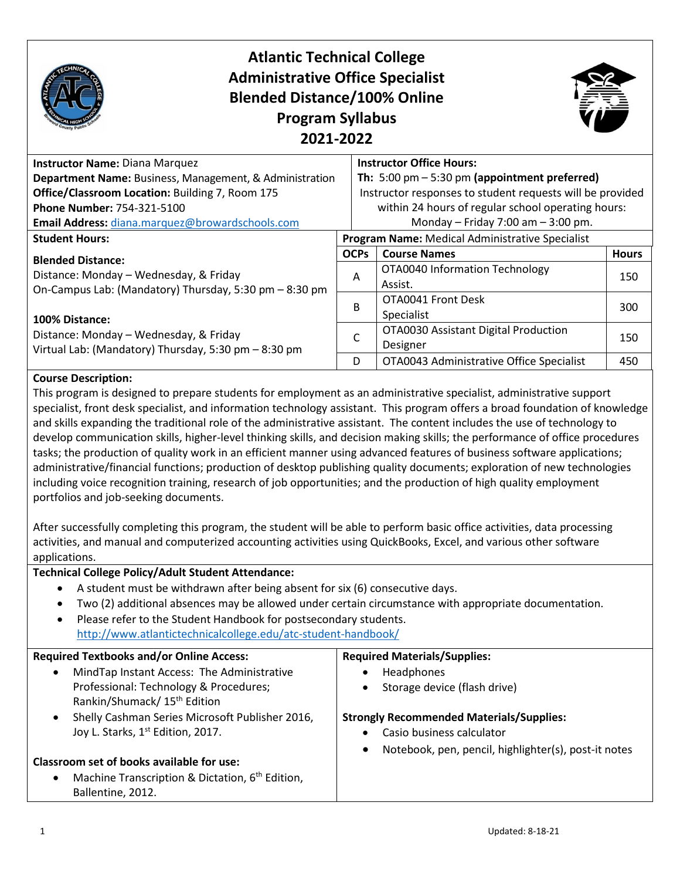# Atlantic Technical College
## Administrative Office Specialist
## Blended Distance/100% Online
## Program Syllabus
## 2021-2022

**Instructor Name:** Diana Marquez
**Department Name:** Business, Management, & Administration
**Office/Classroom Location:** Building 7, Room 175
**Phone Number:** 754-321-5100
**Email Address:** diana.marquez@browardschools.com

**Instructor Office Hours:**
**Th:** 5:00 pm – 5:30 pm **(appointment preferred)**
Instructor responses to student requests will be provided within 24 hours of regular school operating hours: Monday – Friday 7:00 am – 3:00 pm.

**Student Hours:**

**Blended Distance:**
Distance: Monday – Wednesday, & Friday
On-Campus Lab: (Mandatory) Thursday, 5:30 pm – 8:30 pm

**100% Distance:**
Distance: Monday – Wednesday, & Friday
Virtual Lab: (Mandatory) Thursday, 5:30 pm – 8:30 pm

**Program Name:** Medical Administrative Specialist

| OCPs | Course Names | Hours |
|---|---|---|
| A | OTA0040 Information Technology Assist. | 150 |
| B | OTA0041 Front Desk Specialist | 300 |
| C | OTA0030 Assistant Digital Production Designer | 150 |
| D | OTA0043 Administrative Office Specialist | 450 |

**Course Description:**
This program is designed to prepare students for employment as an administrative specialist, administrative support specialist, front desk specialist, and information technology assistant. This program offers a broad foundation of knowledge and skills expanding the traditional role of the administrative assistant. The content includes the use of technology to develop communication skills, higher-level thinking skills, and decision making skills; the performance of office procedures tasks; the production of quality work in an efficient manner using advanced features of business software applications; administrative/financial functions; production of desktop publishing quality documents; exploration of new technologies including voice recognition training, research of job opportunities; and the production of high quality employment portfolios and job-seeking documents.

After successfully completing this program, the student will be able to perform basic office activities, data processing activities, and manual and computerized accounting activities using QuickBooks, Excel, and various other software applications.

**Technical College Policy/Adult Student Attendance:**

- A student must be withdrawn after being absent for six (6) consecutive days.
- Two (2) additional absences may be allowed under certain circumstance with appropriate documentation.
- Please refer to the Student Handbook for postsecondary students. http://www.atlantictechnicalcollege.edu/atc-student-handbook/

**Required Textbooks and/or Online Access:**

- MindTap Instant Access: The Administrative Professional: Technology & Procedures; Rankin/Shumack/ 15th Edition
- Shelly Cashman Series Microsoft Publisher 2016, Joy L. Starks, 1st Edition, 2017.

**Classroom set of books available for use:**

- Machine Transcription & Dictation, 6th Edition, Ballentine, 2012.

**Required Materials/Supplies:**

- Headphones
- Storage device (flash drive)

**Strongly Recommended Materials/Supplies:**

- Casio business calculator
- Notebook, pen, pencil, highlighter(s), post-it notes

Updated: 8-18-21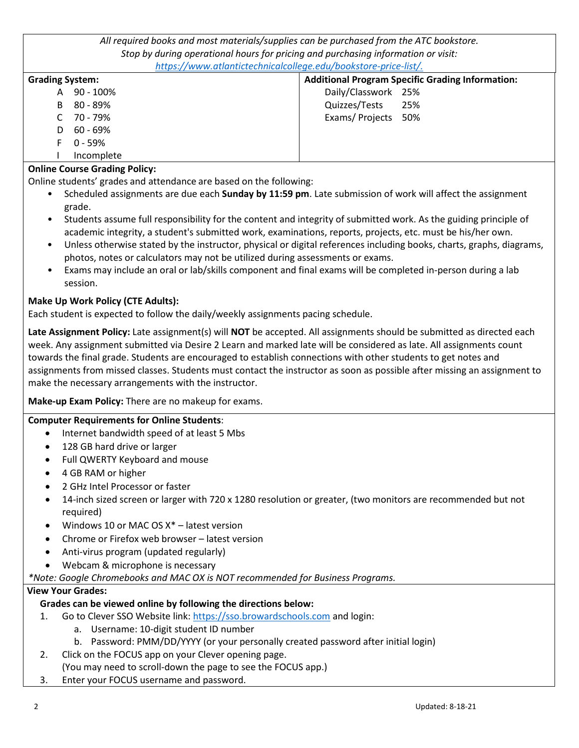*All required books and most materials/supplies can be purchased from the ATC bookstore. Stop by during operational hours for pricing and purchasing information or visit: https://www.atlantictechnicalcollege.edu/bookstore-price-list/.*

| **Grading System:** | | **Additional Program Specific Grading Information:** | |
|---|---|---|---|
| A | 90 - 100% | Daily/Classwork | 25% |
| B | 80 - 89% | Quizzes/Tests | 25% |
| C | 70 - 79% | Exams/ Projects | 50% |
| D | 60 - 69% | | |
| F | 0 - 59% | | |
| I | Incomplete | | |

**Online Course Grading Policy:**

Online students' grades and attendance are based on the following:

- Scheduled assignments are due each **Sunday by 11:59 pm**. Late submission of work will affect the assignment grade.
- Students assume full responsibility for the content and integrity of submitted work. As the guiding principle of academic integrity, a student's submitted work, examinations, reports, projects, etc. must be his/her own.
- Unless otherwise stated by the instructor, physical or digital references including books, charts, graphs, diagrams, photos, notes or calculators may not be utilized during assessments or exams.
- Exams may include an oral or lab/skills component and final exams will be completed in-person during a lab session.

**Make Up Work Policy (CTE Adults):**

Each student is expected to follow the daily/weekly assignments pacing schedule.

**Late Assignment Policy:** Late assignment(s) will **NOT** be accepted. All assignments should be submitted as directed each week. Any assignment submitted via Desire 2 Learn and marked late will be considered as late. All assignments count towards the final grade. Students are encouraged to establish connections with other students to get notes and assignments from missed classes. Students must contact the instructor as soon as possible after missing an assignment to make the necessary arrangements with the instructor.

**Make-up Exam Policy:** There are no makeup for exams.

**Computer Requirements for Online Students**:

- Internet bandwidth speed of at least 5 Mbs
- 128 GB hard drive or larger
- Full QWERTY Keyboard and mouse
- 4 GB RAM or higher
- 2 GHz Intel Processor or faster
- 14-inch sized screen or larger with 720 x 1280 resolution or greater, (two monitors are recommended but not required)
- Windows 10 or MAC OS X* – latest version
- Chrome or Firefox web browser – latest version
- Anti-virus program (updated regularly)
- Webcam & microphone is necessary

*\*Note: Google Chromebooks and MAC OX is NOT recommended for Business Programs.*

**View Your Grades:**

**Grades can be viewed online by following the directions below:**

1. Go to Clever SSO Website link: https://sso.browardschools.com and login:
   a. Username: 10-digit student ID number
   b. Password: PMM/DD/YYYY (or your personally created password after initial login)
2. Click on the FOCUS app on your Clever opening page. (You may need to scroll-down the page to see the FOCUS app.)
3. Enter your FOCUS username and password.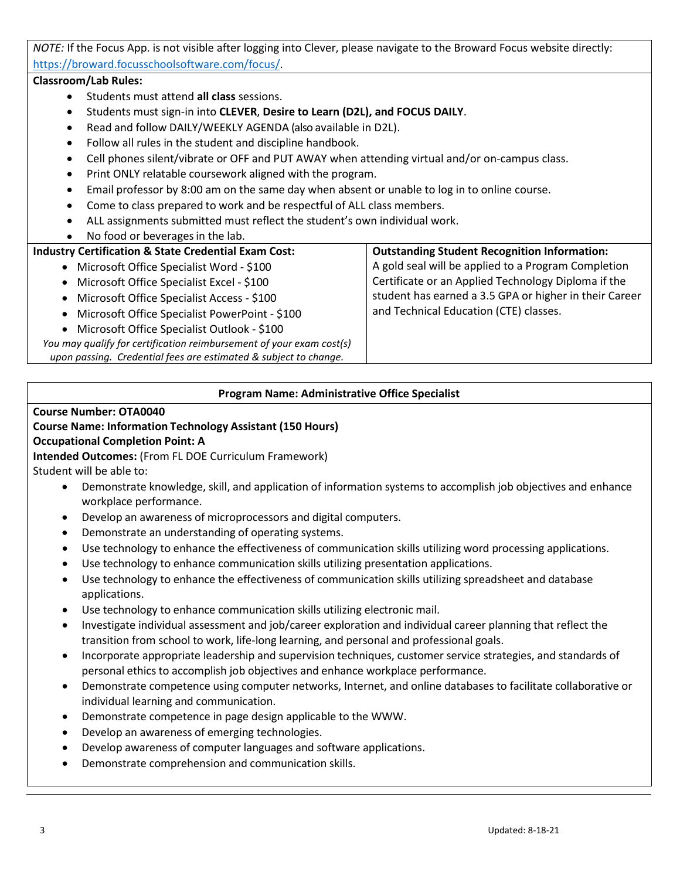*NOTE:* If the Focus App. is not visible after logging into Clever, please navigate to the Broward Focus website directly: https://broward.focusschoolsoftware.com/focus/.

**Classroom/Lab Rules:**

- Students must attend **all class** sessions.
- Students must sign-in into **CLEVER**, **Desire to Learn (D2L), and FOCUS DAILY**.
- Read and follow DAILY/WEEKLY AGENDA (also available in D2L).
- Follow all rules in the student and discipline handbook.
- Cell phones silent/vibrate or OFF and PUT AWAY when attending virtual and/or on-campus class.
- Print ONLY relatable coursework aligned with the program.
- Email professor by 8:00 am on the same day when absent or unable to log in to online course.
- Come to class prepared to work and be respectful of ALL class members.
- ALL assignments submitted must reflect the student's own individual work.
- No food or beverages in the lab.

**Industry Certification & State Credential Exam Cost:**

- Microsoft Office Specialist Word - $100
- Microsoft Office Specialist Excel - $100
- Microsoft Office Specialist Access - $100
- Microsoft Office Specialist PowerPoint - $100
- Microsoft Office Specialist Outlook - $100

*You may qualify for certification reimbursement of your exam cost(s) upon passing. Credential fees are estimated & subject to change.*

**Outstanding Student Recognition Information:**

A gold seal will be applied to a Program Completion Certificate or an Applied Technology Diploma if the student has earned a 3.5 GPA or higher in their Career and Technical Education (CTE) classes.

## Program Name: Administrative Office Specialist

**Course Number: OTA0040**
**Course Name: Information Technology Assistant (150 Hours)**
**Occupational Completion Point: A**
**Intended Outcomes:** (From FL DOE Curriculum Framework)
Student will be able to:

- Demonstrate knowledge, skill, and application of information systems to accomplish job objectives and enhance workplace performance.
- Develop an awareness of microprocessors and digital computers.
- Demonstrate an understanding of operating systems.
- Use technology to enhance the effectiveness of communication skills utilizing word processing applications.
- Use technology to enhance communication skills utilizing presentation applications.
- Use technology to enhance the effectiveness of communication skills utilizing spreadsheet and database applications.
- Use technology to enhance communication skills utilizing electronic mail.
- Investigate individual assessment and job/career exploration and individual career planning that reflect the transition from school to work, life-long learning, and personal and professional goals.
- Incorporate appropriate leadership and supervision techniques, customer service strategies, and standards of personal ethics to accomplish job objectives and enhance workplace performance.
- Demonstrate competence using computer networks, Internet, and online databases to facilitate collaborative or individual learning and communication.
- Demonstrate competence in page design applicable to the WWW.
- Develop an awareness of emerging technologies.
- Develop awareness of computer languages and software applications.
- Demonstrate comprehension and communication skills.

Updated: 8-18-21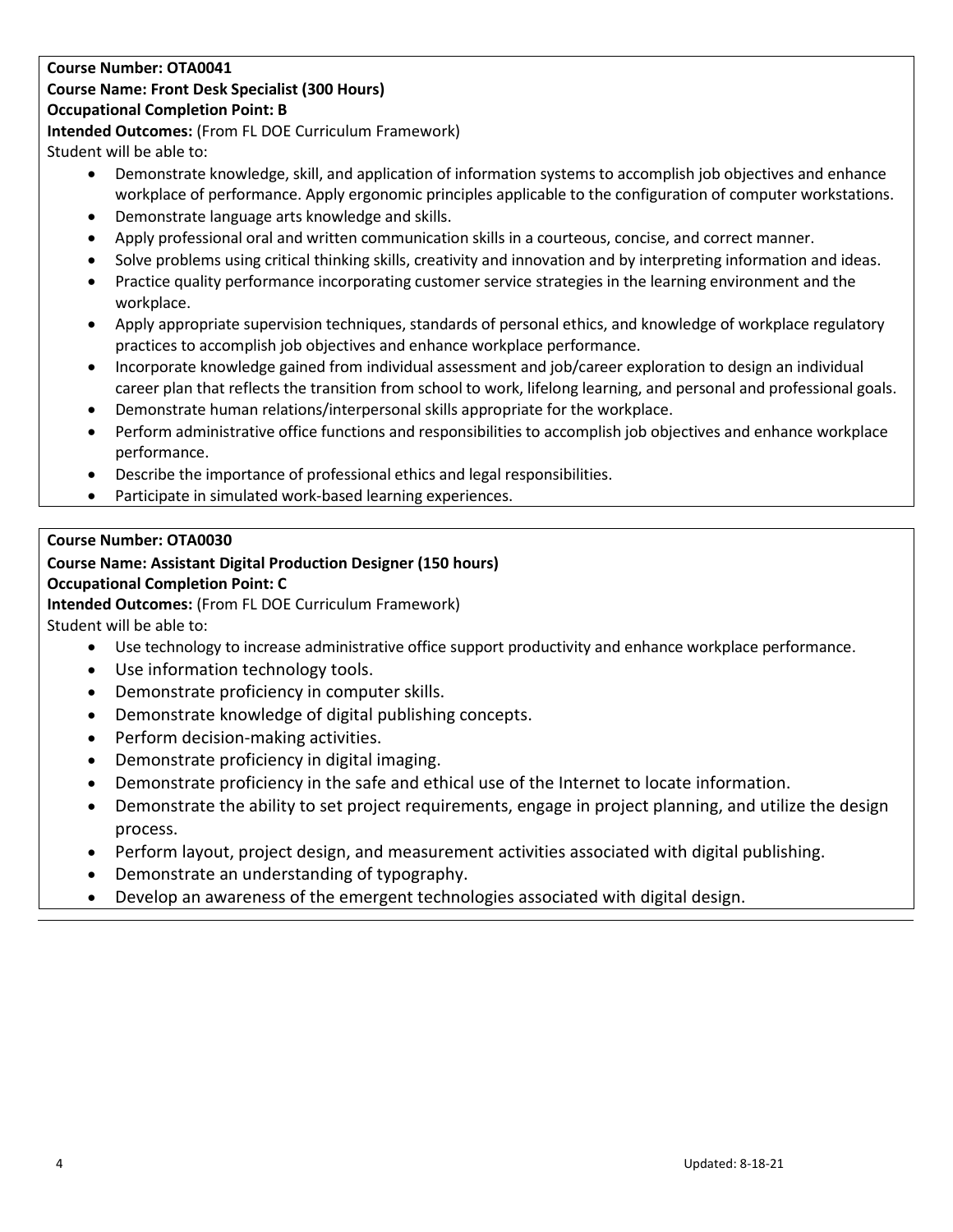**Course Number: OTA0041**
**Course Name: Front Desk Specialist (300 Hours)**
**Occupational Completion Point: B**
**Intended Outcomes:** (From FL DOE Curriculum Framework)
Student will be able to:

- Demonstrate knowledge, skill, and application of information systems to accomplish job objectives and enhance workplace of performance. Apply ergonomic principles applicable to the configuration of computer workstations.
- Demonstrate language arts knowledge and skills.
- Apply professional oral and written communication skills in a courteous, concise, and correct manner.
- Solve problems using critical thinking skills, creativity and innovation and by interpreting information and ideas.
- Practice quality performance incorporating customer service strategies in the learning environment and the workplace.
- Apply appropriate supervision techniques, standards of personal ethics, and knowledge of workplace regulatory practices to accomplish job objectives and enhance workplace performance.
- Incorporate knowledge gained from individual assessment and job/career exploration to design an individual career plan that reflects the transition from school to work, lifelong learning, and personal and professional goals.
- Demonstrate human relations/interpersonal skills appropriate for the workplace.
- Perform administrative office functions and responsibilities to accomplish job objectives and enhance workplace performance.
- Describe the importance of professional ethics and legal responsibilities.
- Participate in simulated work-based learning experiences.

**Course Number: OTA0030**
**Course Name: Assistant Digital Production Designer (150 hours)**
**Occupational Completion Point: C**
**Intended Outcomes:** (From FL DOE Curriculum Framework)
Student will be able to:

- Use technology to increase administrative office support productivity and enhance workplace performance.
- Use information technology tools.
- Demonstrate proficiency in computer skills.
- Demonstrate knowledge of digital publishing concepts.
- Perform decision-making activities.
- Demonstrate proficiency in digital imaging.
- Demonstrate proficiency in the safe and ethical use of the Internet to locate information.
- Demonstrate the ability to set project requirements, engage in project planning, and utilize the design process.
- Perform layout, project design, and measurement activities associated with digital publishing.
- Demonstrate an understanding of typography.
- Develop an awareness of the emergent technologies associated with digital design.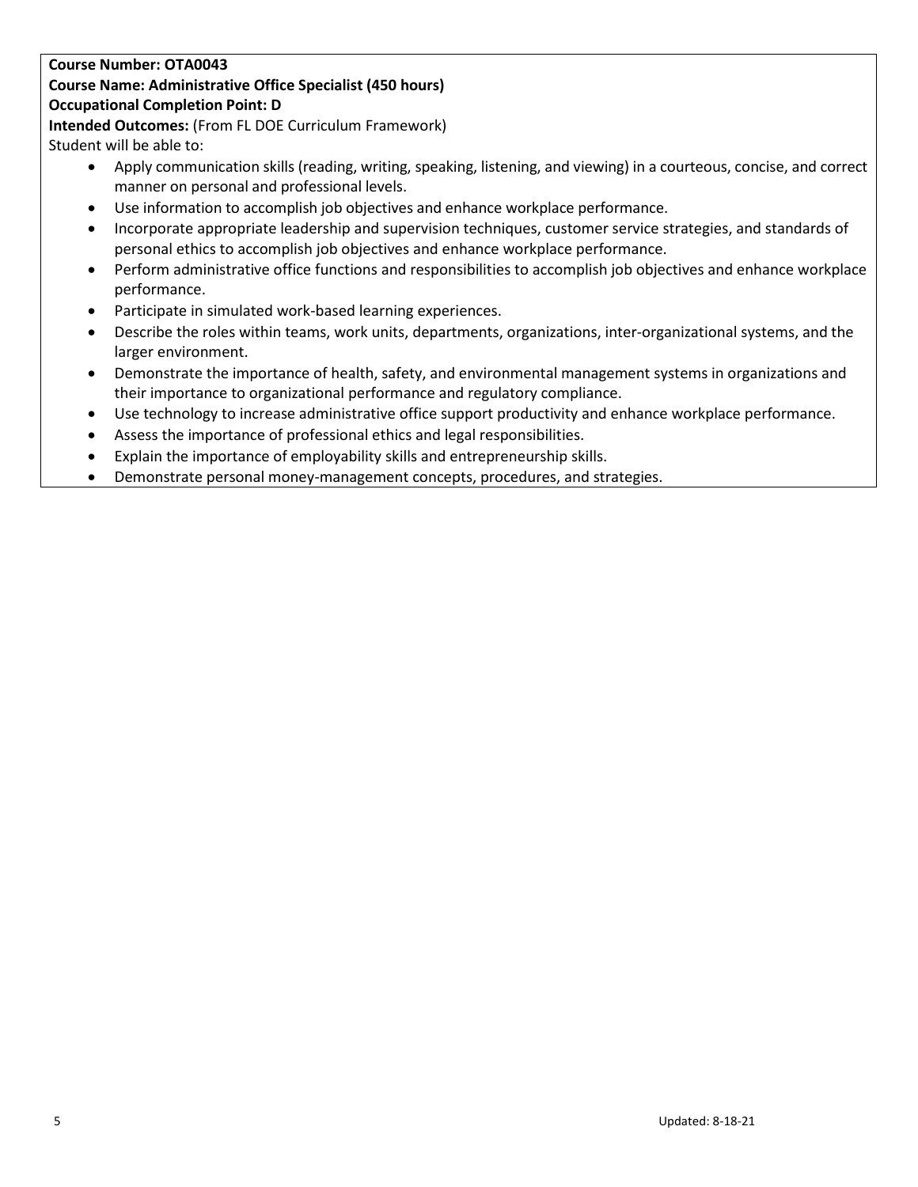**Course Number: OTA0043**
**Course Name: Administrative Office Specialist (450 hours)**
**Occupational Completion Point: D**
**Intended Outcomes:** (From FL DOE Curriculum Framework)
Student will be able to:

- Apply communication skills (reading, writing, speaking, listening, and viewing) in a courteous, concise, and correct manner on personal and professional levels.
- Use information to accomplish job objectives and enhance workplace performance.
- Incorporate appropriate leadership and supervision techniques, customer service strategies, and standards of personal ethics to accomplish job objectives and enhance workplace performance.
- Perform administrative office functions and responsibilities to accomplish job objectives and enhance workplace performance.
- Participate in simulated work-based learning experiences.
- Describe the roles within teams, work units, departments, organizations, inter-organizational systems, and the larger environment.
- Demonstrate the importance of health, safety, and environmental management systems in organizations and their importance to organizational performance and regulatory compliance.
- Use technology to increase administrative office support productivity and enhance workplace performance.
- Assess the importance of professional ethics and legal responsibilities.
- Explain the importance of employability skills and entrepreneurship skills.
- Demonstrate personal money-management concepts, procedures, and strategies.

Updated: 8-18-21